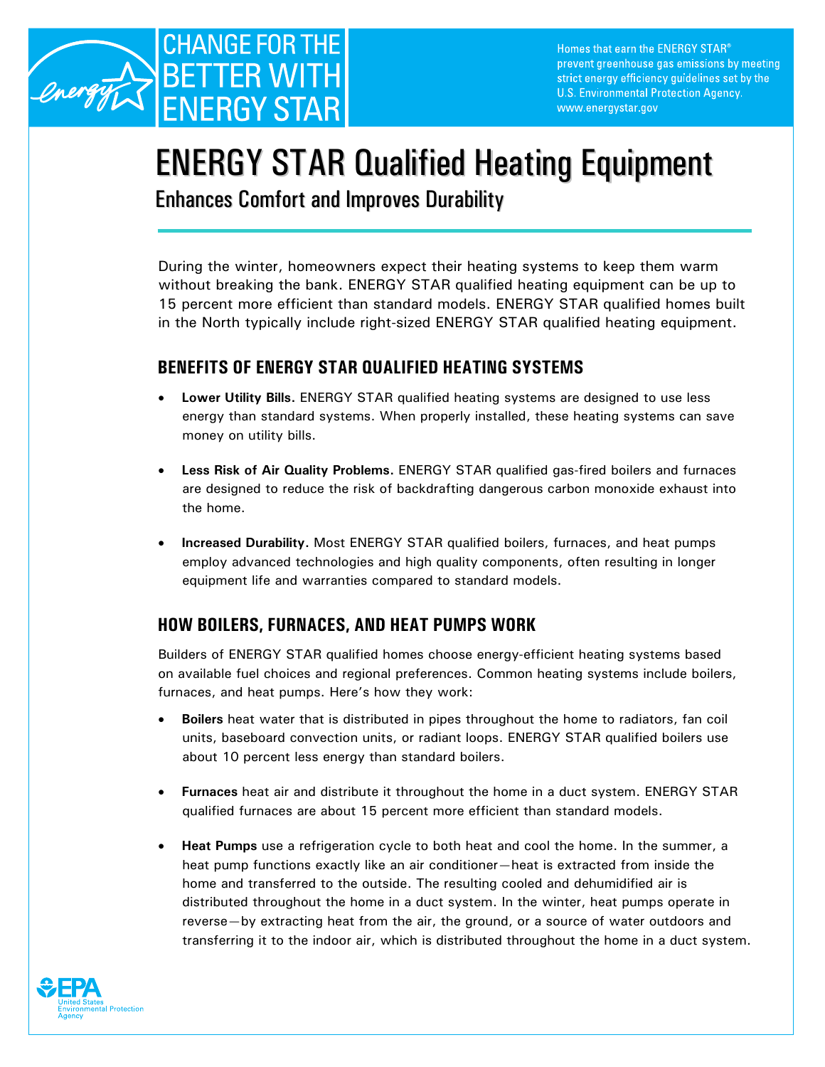CHANGE FOR THE BETTER WITH ENERGY STAR

Homes that earn the ENERGY STAR® prevent greenhouse gas emissions by meeting strict energy efficiency guidelines set by the U.S. Environmental Protection Agency. www.energystar.gov

# ENERGY STAR Qualified Heating Equipment

## Enhances Comfort and Improves Durability

During the winter, homeowners expect their heating systems to keep them warm without breaking the bank. ENERGY STAR qualified heating equipment can be up to 15 percent more efficient than standard models. ENERGY STAR qualified homes built in the North typically include right-sized ENERGY STAR qualified heating equipment.

### BENEFITS OF ENERGY STAR QUALIFIED HEATING SYSTEMS

- **Lower Utility Bills.** ENERGY STAR qualified heating systems are designed to use less energy than standard systems. When properly installed, these heating systems can save money on utility bills.
- **Less Risk of Air Quality Problems.** ENERGY STAR qualified gas-fired boilers and furnaces are designed to reduce the risk of backdrafting dangerous carbon monoxide exhaust into the home.
- **Increased Durability.** Most ENERGY STAR qualified boilers, furnaces, and heat pumps employ advanced technologies and high quality components, often resulting in longer equipment life and warranties compared to standard models.

### HOW BOILERS, FURNACES, AND HEAT PUMPS WORK

Builders of ENERGY STAR qualified homes choose energy-efficient heating systems based on available fuel choices and regional preferences. Common heating systems include boilers, furnaces, and heat pumps. Here's how they work:

- **Boilers** heat water that is distributed in pipes throughout the home to radiators, fan coil units, baseboard convection units, or radiant loops. ENERGY STAR qualified boilers use about 10 percent less energy than standard boilers.
- **Furnaces** heat air and distribute it throughout the home in a duct system. ENERGY STAR qualified furnaces are about 15 percent more efficient than standard models.
- **Heat Pumps** use a refrigeration cycle to both heat and cool the home. In the summer, a heat pump functions exactly like an air conditioner—heat is extracted from inside the home and transferred to the outside. The resulting cooled and dehumidified air is distributed throughout the home in a duct system. In the winter, heat pumps operate in reverse—by extracting heat from the air, the ground, or a source of water outdoors and transferring it to the indoor air, which is distributed throughout the home in a duct system.

EPA United States Environmental Protection Agency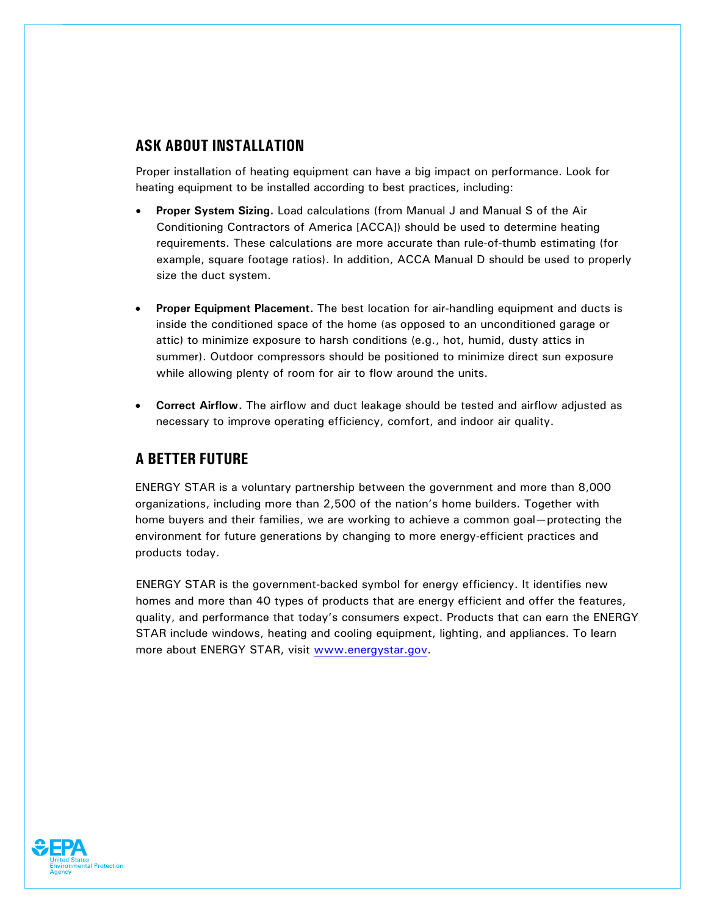## ASK ABOUT INSTALLATION

Proper installation of heating equipment can have a big impact on performance. Look for heating equipment to be installed according to best practices, including:

- **Proper System Sizing.** Load calculations (from Manual J and Manual S of the Air Conditioning Contractors of America [ACCA]) should be used to determine heating requirements. These calculations are more accurate than rule-of-thumb estimating (for example, square footage ratios). In addition, ACCA Manual D should be used to properly size the duct system.

- **Proper Equipment Placement.** The best location for air-handling equipment and ducts is inside the conditioned space of the home (as opposed to an unconditioned garage or attic) to minimize exposure to harsh conditions (e.g., hot, humid, dusty attics in summer). Outdoor compressors should be positioned to minimize direct sun exposure while allowing plenty of room for air to flow around the units.

- **Correct Airflow.** The airflow and duct leakage should be tested and airflow adjusted as necessary to improve operating efficiency, comfort, and indoor air quality.

## A BETTER FUTURE

ENERGY STAR is a voluntary partnership between the government and more than 8,000 organizations, including more than 2,500 of the nation's home builders. Together with home buyers and their families, we are working to achieve a common goal—protecting the environment for future generations by changing to more energy-efficient practices and products today.

ENERGY STAR is the government-backed symbol for energy efficiency. It identifies new homes and more than 40 types of products that are energy efficient and offer the features, quality, and performance that today's consumers expect. Products that can earn the ENERGY STAR include windows, heating and cooling equipment, lighting, and appliances. To learn more about ENERGY STAR, visit www.energystar.gov.

EPA United States Environmental Protection Agency